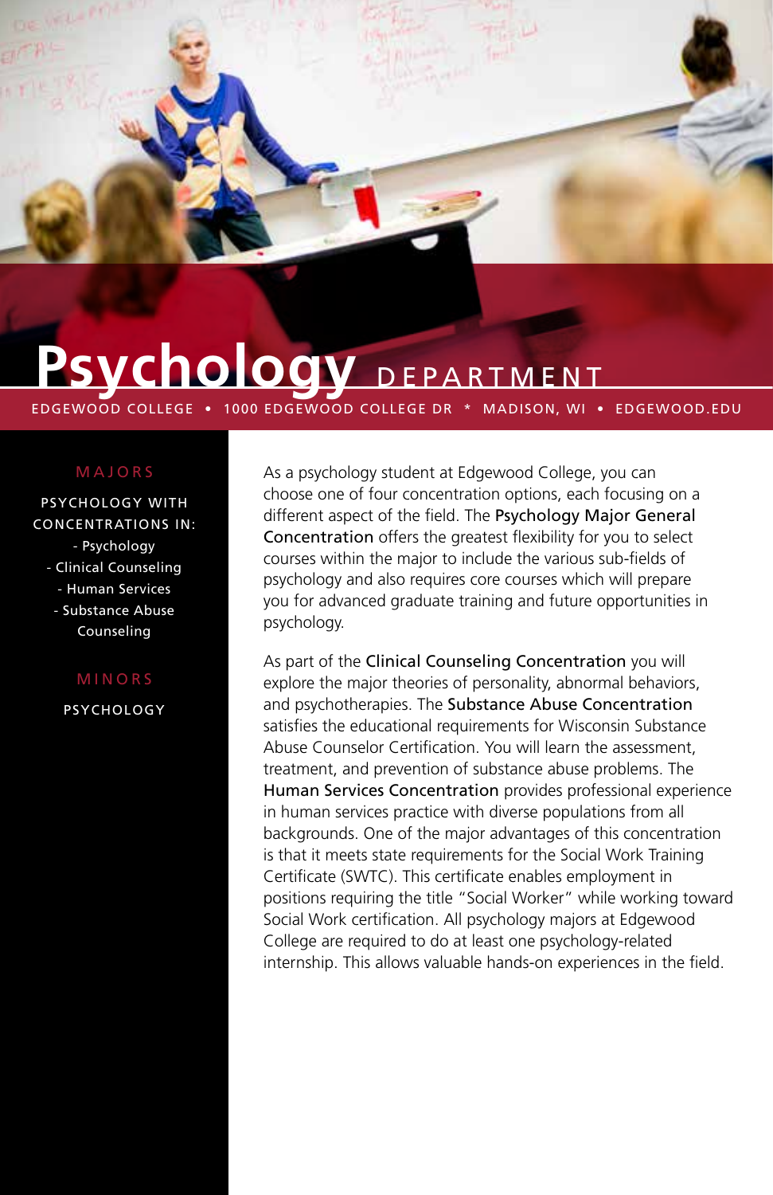# Psychology DEPARTMENT

EDGEWOOD COLLEGE • 1000 EDGEWOOD COLLEGE DR * MADISON, WI • EDGEWOOD.EDU

## MAJORS

PSYCHOLOGY WITH CONCENTRATIONS IN:

- Psychology
- Clinical Counseling
- Human Services
- Substance Abuse Counseling

## MINORS

PSYCHOLOGY

As a psychology student at Edgewood College, you can choose one of four concentration options, each focusing on a different aspect of the field. The **Psychology Major General Concentration** offers the greatest flexibility for you to select courses within the major to include the various sub-fields of psychology and also requires core courses which will prepare you for advanced graduate training and future opportunities in psychology.

As part of the **Clinical Counseling Concentration** you will explore the major theories of personality, abnormal behaviors, and psychotherapies. The **Substance Abuse Concentration** satisfies the educational requirements for Wisconsin Substance Abuse Counselor Certification. You will learn the assessment, treatment, and prevention of substance abuse problems. The **Human Services Concentration** provides professional experience in human services practice with diverse populations from all backgrounds. One of the major advantages of this concentration is that it meets state requirements for the Social Work Training Certificate (SWTC). This certificate enables employment in positions requiring the title "Social Worker" while working toward Social Work certification. All psychology majors at Edgewood College are required to do at least one psychology-related internship. This allows valuable hands-on experiences in the field.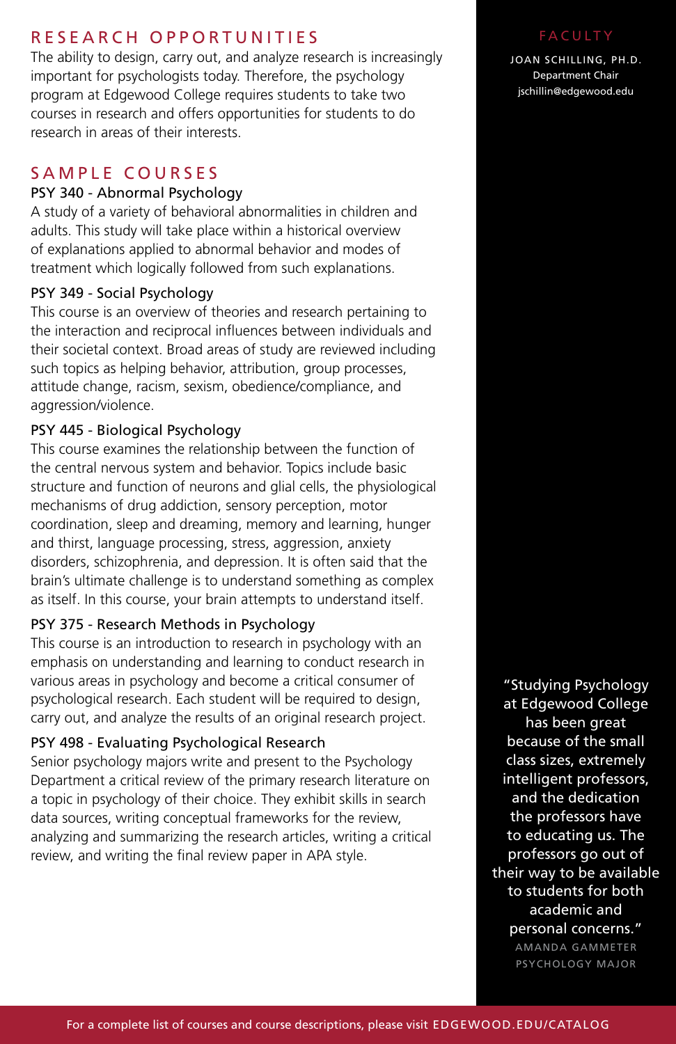## RESEARCH OPPORTUNITIES

The ability to design, carry out, and analyze research is increasingly important for psychologists today. Therefore, the psychology program at Edgewood College requires students to take two courses in research and offers opportunities for students to do research in areas of their interests.

## SAMPLE COURSES

### PSY 340 - Abnormal Psychology

A study of a variety of behavioral abnormalities in children and adults. This study will take place within a historical overview of explanations applied to abnormal behavior and modes of treatment which logically followed from such explanations.

### PSY 349 - Social Psychology

This course is an overview of theories and research pertaining to the interaction and reciprocal influences between individuals and their societal context. Broad areas of study are reviewed including such topics as helping behavior, attribution, group processes, attitude change, racism, sexism, obedience/compliance, and aggression/violence.

### PSY 445 - Biological Psychology

This course examines the relationship between the function of the central nervous system and behavior. Topics include basic structure and function of neurons and glial cells, the physiological mechanisms of drug addiction, sensory perception, motor coordination, sleep and dreaming, memory and learning, hunger and thirst, language processing, stress, aggression, anxiety disorders, schizophrenia, and depression. It is often said that the brain's ultimate challenge is to understand something as complex as itself. In this course, your brain attempts to understand itself.

### PSY 375 - Research Methods in Psychology

This course is an introduction to research in psychology with an emphasis on understanding and learning to conduct research in various areas in psychology and become a critical consumer of psychological research. Each student will be required to design, carry out, and analyze the results of an original research project.

### PSY 498 - Evaluating Psychological Research

Senior psychology majors write and present to the Psychology Department a critical review of the primary research literature on a topic in psychology of their choice. They exhibit skills in search data sources, writing conceptual frameworks for the review, analyzing and summarizing the research articles, writing a critical review, and writing the final review paper in APA style.

## FACULTY

JOAN SCHILLING, PH.D.
Department Chair
jschillin@edgewood.edu

"Studying Psychology at Edgewood College has been great because of the small class sizes, extremely intelligent professors, and the dedication the professors have to educating us. The professors go out of their way to be available to students for both academic and personal concerns."

AMANDA GAMMETER
PSYCHOLOGY MAJOR

For a complete list of courses and course descriptions, please visit EDGEWOOD.EDU/CATALOG